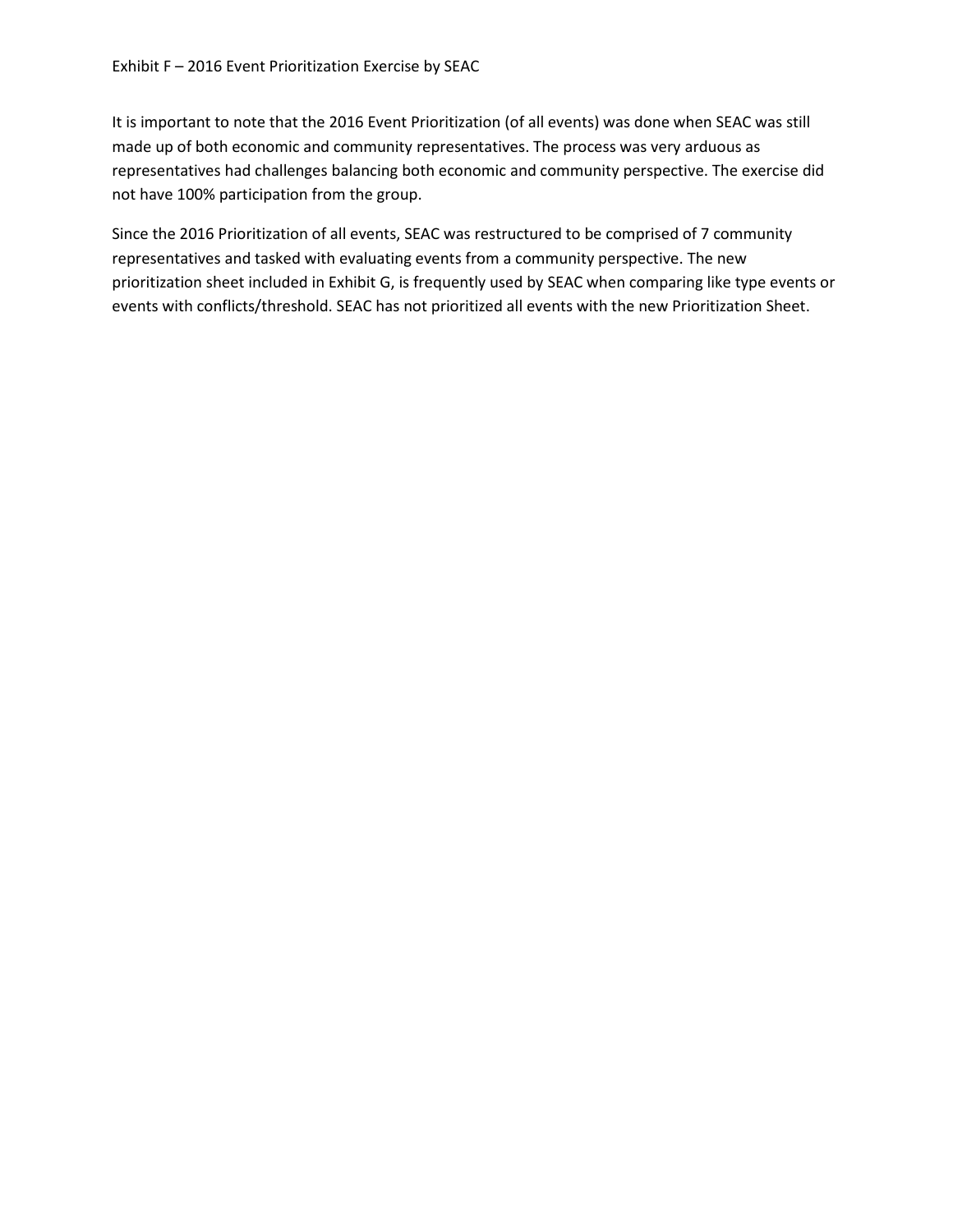# Exhibit F – 2016 Event Prioritization Exercise by SEAC

It is important to note that the 2016 Event Prioritization (of all events) was done when SEAC was still made up of both economic and community representatives. The process was very arduous as representatives had challenges balancing both economic and community perspective. The exercise did not have 100% participation from the group.

Since the 2016 Prioritization of all events, SEAC was restructured to be comprised of 7 community representatives and tasked with evaluating events from a community perspective. The new prioritization sheet included in Exhibit G, is frequently used by SEAC when comparing like type events or events with conflicts/threshold. SEAC has not prioritized all events with the new Prioritization Sheet.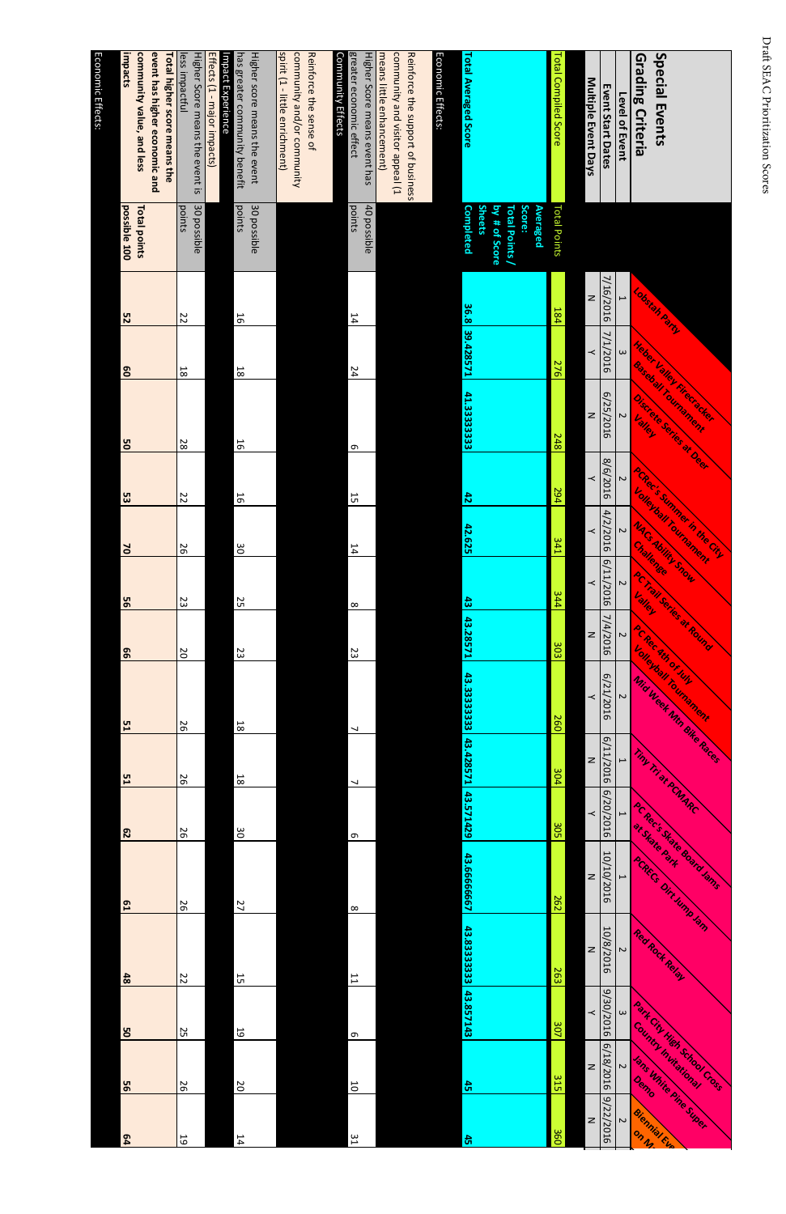## Special Events Grading Criteria

| Special Events Grading Criteria | | Lobstah Party | Heber Valley Firecracker Baseball Tournament | Discrete Series at Deer Valley | PCRec's Summer in the City Volleyball Tournament | NACs Ability Snow Challenge | PC Trail Series at Round Valley | PC Rec 4th of July Volleyball Tournament | Mid Week Mtn Bike Races | Tiny Tri at PCMARC | PC Rec's Skate Board Jams at Skate Park | PCRECs Dirt Jump Jam | Red Rock Relay | Park City High School Cross Country Invitational | Jans White Pine Super Demo | Biennial Eve on M... |
|---|---|---|---|---|---|---|---|---|---|---|---|---|---|---|---|---|
| Level of Event | | 1 | 3 | 2 | 2 | 2 | 2 | 2 | 2 | 1 | 1 | 1 | 2 | 3 | 2 | 2 |
| Event Start Dates | | 7/16/2016 | 7/1/2016 | 6/25/2016 | 8/6/2016 | 4/2/2016 | 6/11/2016 | 7/4/2016 | 6/21/2016 | 6/11/2016 | 6/20/2016 | 10/10/2016 | 10/8/2016 | 9/30/2016 | 6/18/2016 | 9/22/2016 |
| Multiple Event Days | | N | Y | N | Y | Y | Y | N | Y | N | Y | N | N | Y | N | N |
| Total Compiled Score | Total Points | 184 | 276 | 248 | 294 | 341 | 344 | 303 | 260 | 304 | 305 | 262 | 263 | 307 | 315 | 360 |
| Total Averaged Score | Averaged Score: Total Points / by # of Score Sheets Completed | 36.8 | 39.428571 | 41.3333333 | 42 | 42.625 | 43 | 43.28571 | 43.3333333 | 43.428571 | 43.571429 | 43.6666667 | 43.8333333 | 43.857143 | 45 | 45 |
| Economic Effects: | | | | | | | | | | | | | | | | |
| Reinforce the support of business community and visitor appeal (1 means little enhancement) Higher Score means event has greater economic effect | 40 possible points | 14 | 24 | 6 | 15 | 14 | 8 | 23 | 7 | 7 | 6 | 8 | 11 | 6 | 10 | 31 |
| Community Effects | | | | | | | | | | | | | | | | |
| Reinforce the sense of community and/or community spirit (1 - little enrichment) Higher score means the event has greater community benefit | 30 possible points | 16 | 18 | 16 | 16 | 30 | 25 | 23 | 18 | 18 | 30 | 27 | 15 | 19 | 20 | 14 |
| Impact Experience Effects (1 - major impacts) Higher Score means the event is less impactful | 30 possible points | 22 | 18 | 28 | 22 | 26 | 23 | 20 | 26 | 26 | 26 | 26 | 22 | 25 | 26 | 19 |
| **Total higher score means the event has higher economic and community value, and less impacts** | **Total points possible 100** | **52** | **60** | **50** | **53** | **70** | **56** | **66** | **51** | **51** | **62** | **61** | **48** | **50** | **56** | **64** |
| Economic Effects: | | | | | | | | | | | | | | | | |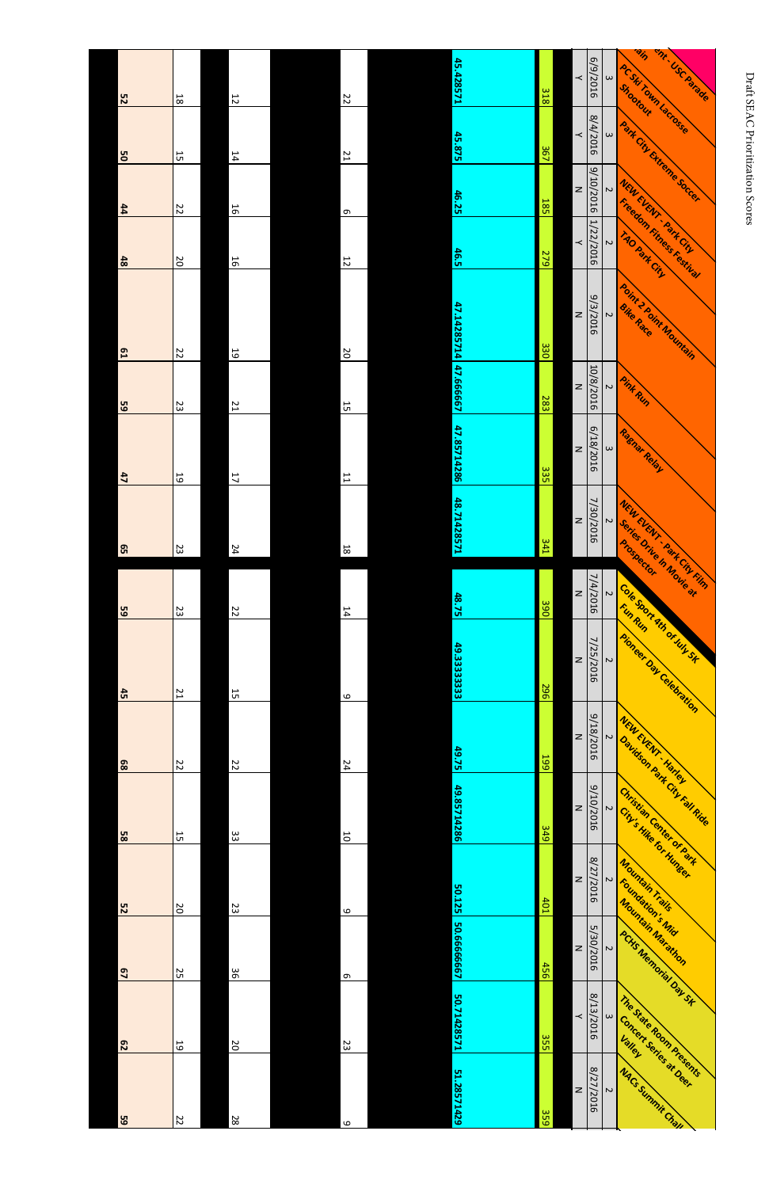# Draft SEAC Prioritization Scores

| Event | | Date | | | | | | | |
|---|---|---|---|---|---|---|---|---|---|
| PC Ski Town Lacrosse Shootout | 3 | 8/4/2016 | Y | 367 | 45.875 | 21 | 14 | 15 | 50 |
| Park City Extreme Soccer | 2 | 9/10/2016 | N | 185 | 46.25 | 6 | 16 | 22 | 44 |
| NEW EVENT - Park City Freedom Fitness Festival | 2 | 1/22/2016 | Y | 279 | 46.5 | 12 | 16 | 20 | 48 |
| TAO Park City | 2 | 9/3/2016 | N | 330 | 47.14285714 | 20 | 19 | 22 | 61 |
| Point 2 Point Mountain Bike Race | 2 | 10/8/2016 | N | 283 | 47.666667 | 15 | 21 | 23 | 59 |
| Pink Run | 3 | 6/18/2016 | N | 335 | 47.85714286 | 11 | 17 | 19 | 47 |
| Ragnar Relay | 2 | 7/30/2016 | N | 341 | 48.71428571 | 18 | 24 | 23 | 65 |
| NEW EVENT - Park City Film Series Drive in Movie at Prospector | 2 | 7/4/2016 | N | 390 | 48.75 | 14 | 22 | 23 | 59 |
| Cole Sport 4th of July 5K Fun Run | 2 | 7/25/2016 | N | 296 | 49.33333333 | 9 | 15 | 21 | 45 |
| Pioneer Day Celebration | 2 | 9/18/2016 | N | 199 | 49.75 | 24 | 22 | 22 | 68 |
| NEW EVENT - Harley Davidson Park City Fall Ride | 2 | 9/10/2016 | N | 349 | 49.85714286 | 10 | 33 | 15 | 58 |
| Christian Center of Park City's Hike for Hunger | 2 | 8/27/2016 | N | 401 | 50.125 | 9 | 23 | 20 | 52 |
| Mountain Trails Foundation's Mid Mountain Marathon | 2 | 5/30/2016 | N | 456 | 50.66666667 | 6 | 36 | 25 | 67 |
| PCHS Memorial Day 5K | 3 | 8/13/2016 | Y | 355 | 50.71428571 | 23 | 20 | 19 | 62 |
| The State Room Presents Concert Series at Deer Valley | 2 | 8/27/2016 | N | 359 | 51.28571429 | 9 | 28 | 22 | 59 |
| NACs Summit Chall... | | | | | | | | | |
| ...ent - USC Parade ...ain | 3 | 6/9/2016 | Y | 318 | 45.428571 | 22 | 12 | 18 | 52 |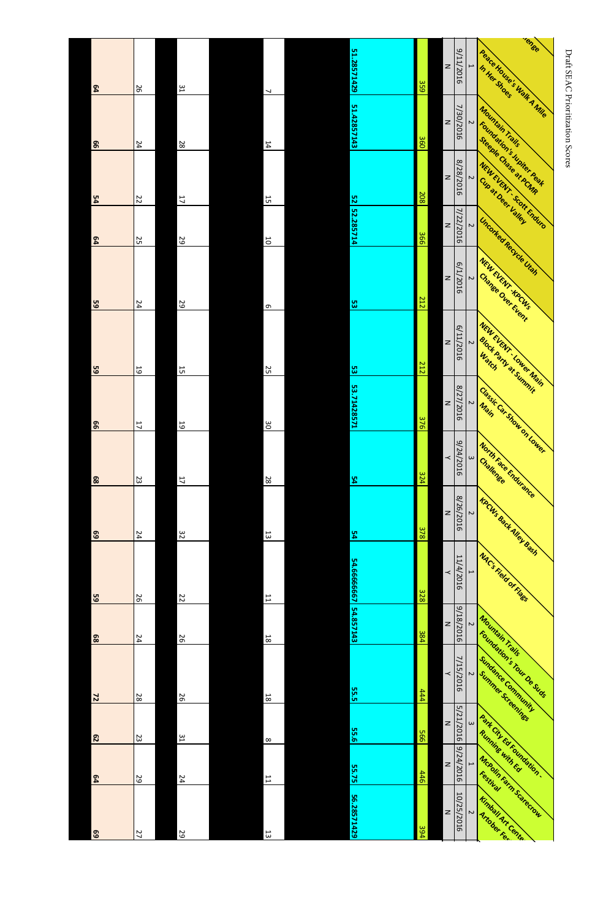| Event | | | | | | | | | |
|---|---|---|---|---|---|---|---|---|---|
| Peace House's Walk A Mile In Her Shoes | 1 | 9/11/2016 | N | 359 | 51.2857429 | 7 | 31 | 26 | 64 |
| Mountain Trails Foundation's Jupiter Peak Steeple Chase at PCMR | 2 | 7/30/2016 | N | 360 | 51.4285714 | 14 | 28 | 24 | 66 |
| NEW EVENT - Scott Enduro Cup at Deer Valley | 2 | 8/28/2016 | N | 208 | 52 | 15 | 17 | 22 | 54 |
| Uncorked Recycle Utah | 2 | 7/22/2016 | N | 366 | 52.285714 | 10 | 29 | 25 | 64 |
| NEW EVENT -KPCWs Change Over Event | 2 | 6/1/2016 | N | 212 | 53 | 6 | 29 | 24 | 59 |
| NEW EVENT - Lower Main Block Party at Summit Watch | 2 | 6/11/2016 | N | 212 | 53 | 25 | 15 | 19 | 59 |
| Classic Car Show on Lower Main | 2 | 8/27/2016 | N | 376 | 53.7142857 | 30 | 19 | 17 | 66 |
| North Face Endurance Challenge | 3 | 9/24/2016 | Y | 324 | 54 | 28 | 17 | 23 | 68 |
| KPCWs Back Alley Bash | 2 | 8/26/2016 | N | 378 | 54 | 13 | 32 | 24 | 69 |
| NAC's Field of Flags | 1 | 11/4/2016 | Y | 328 | 54.6666667 | 11 | 22 | 26 | 59 |
| Mountain Trails Foundation's Tour De Suds | 2 | 9/18/2016 | N | 384 | 54.857143 | 18 | 26 | 24 | 68 |
| Sundance Community Summer Screenings | 2 | 7/15/2016 | Y | 444 | 55.5 | 18 | 26 | 28 | 72 |
| Park City Ed Foundation - Running with Ed | 3 | 5/21/2016 | N | 566 | 55.6 | 8 | 31 | 23 | 62 |
| McPolin Farm Scarecrow Festival | 1 | 9/24/2016 | N | 446 | 55.75 | 11 | 24 | 29 | 64 |
| Kimball Art Center Artober Fes | 2 | 10/25/2016 | N | 394 | 56.2857429 | 13 | 29 | 27 | 69 |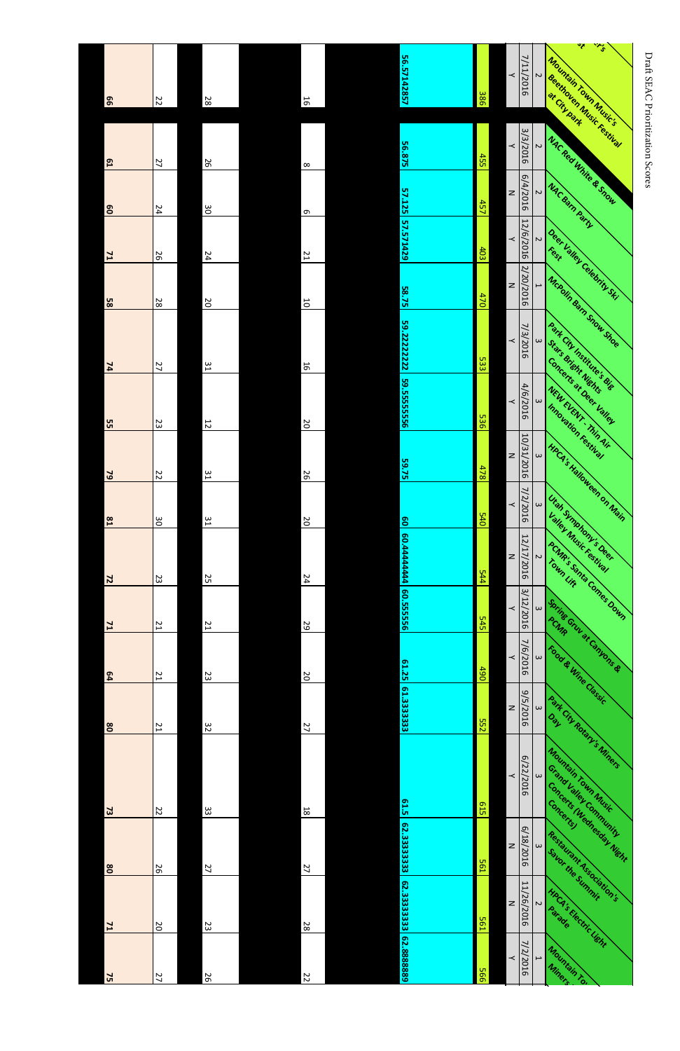Draft SEAC Prioritization Scores

| Event | | | | | | | | | |
|---|---|---|---|---|---|---|---|---|---|
| Mountain Town Music's Beethoven Music Festival at City park | 2 | 7/11/2016 | Y | 386 | 56.57142857 | 16 | 28 | 22 | 66 |
| NAC Red White & Snow | 2 | 3/3/2016 | Y | 455 | 56.875 | 8 | 26 | 27 | 61 |
| NAC Barn Party | 2 | 6/4/2016 | N | 457 | 57.125 | 6 | 30 | 24 | 60 |
| Deer Valley Celebrity Ski Fest | 2 | 12/6/2016 | Y | 403 | 57.571429 | 21 | 24 | 26 | 71 |
| McPolin Barn Snow Shoe | 1 | 2/20/2016 | N | 470 | 58.75 | 10 | 20 | 28 | 58 |
| Park City Institute's Big Stars Bright Nights Concerts at Deer Valley | 3 | 7/3/2016 | Y | 533 | 59.2222222 | 16 | 31 | 27 | 74 |
| NEW EVENT - Thin Air Innovation Festival | 3 | 4/6/2016 | Y | 536 | 59.5555556 | 20 | 12 | 23 | 55 |
| HPCA's Halloween on Main | 3 | 10/31/2016 | N | 478 | 59.75 | 26 | 31 | 22 | 79 |
| Utah Symphony's Deer Valley Music Festival | 3 | 7/2/2016 | Y | 540 | 60 | 20 | 31 | 30 | 81 |
| PCMR's Santa Comes Down Town Lift | 2 | 12/17/2016 | N | 544 | 60.4444444 | 24 | 25 | 23 | 72 |
| Spring Gruv at Canyons & PCMR | 3 | 3/12/2016 | Y | 545 | 60.555556 | 29 | 21 | 21 | 71 |
| Food & Wine Classic | 3 | 7/6/2016 | Y | 490 | 61.25 | 20 | 23 | 21 | 64 |
| Park City Rotary's Miners Day | 3 | 9/5/2016 | N | 552 | 61.3333333 | 27 | 32 | 21 | 80 |
| Mountain Town Music Grand Valley Community Concerts (Wednesday Night Concerts) | 3 | 6/22/2016 | Y | 615 | 61.5 | 18 | 33 | 22 | 73 |
| Restaurant Association's Savor the Summit | 3 | 6/18/2016 | N | 561 | 62.3333333 | 27 | 27 | 26 | 80 |
| HPCA's Electric Light Parade | 2 | 11/26/2016 | N | 561 | 62.3333333 | 28 | 23 | 20 | 71 |
| Mountain To... Miners... | 1 | 7/2/2016 | Y | 566 | 62.8888889 | 22 | 26 | 27 | 75 |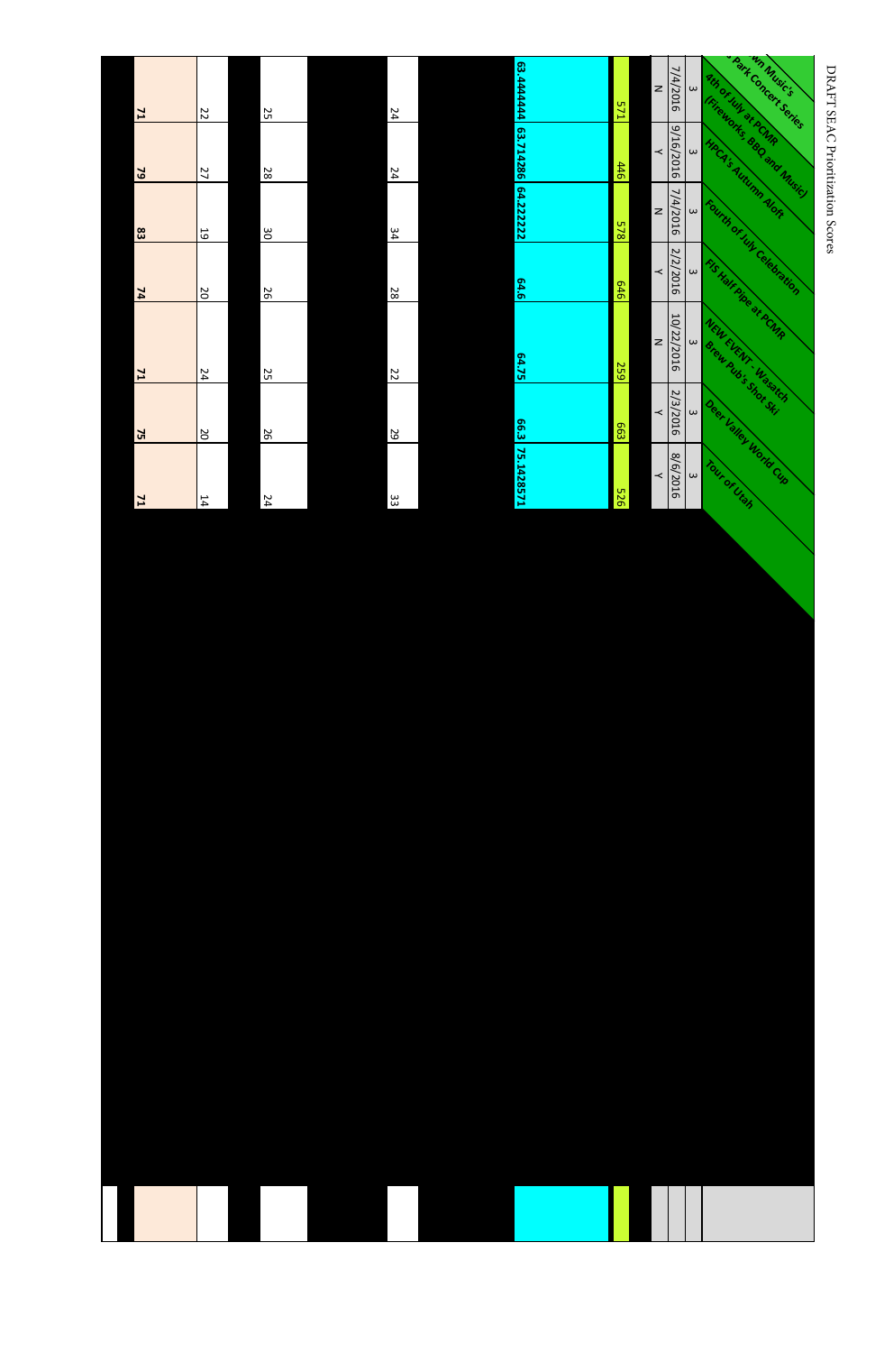DRAFT SEAC Prioritization Scores

| Event | ... Park Concert Series | 4th of July at PCMR (Fireworks, BBQ and Music) | HPCA's Autumn Aloft | Fourth of July Celebration | FIS Half Pipe at PCMR | NEW EVENT - Wasatch Brew Pub's Shot Ski | Deer Valley World Cup | Tour of Utah |
|---|---|---|---|---|---|---|---|---|
| | | 3 | 3 | 3 | 3 | 3 | 3 | 3 |
| | | 7/4/2016 | 9/16/2016 | 7/4/2016 | 2/2/2016 | 10/22/2016 | 2/3/2016 | 8/6/2016 |
| | | N | Y | N | Y | N | Y | Y |
| | | 571 | 446 | 578 | 646 | 259 | 663 | 526 |
| | | 63.444444 | 63.714286 | 64.222222 | 64.6 | 64.75 | 66.3 | 75.1428571 |
| | | 24 | 24 | 34 | 28 | 22 | 29 | 33 |
| | | 25 | 28 | 30 | 26 | 25 | 26 | 24 |
| | | 22 | 27 | 19 | 20 | 24 | 20 | 14 |
| | | **71** | **79** | **83** | **74** | **71** | **75** | **71** |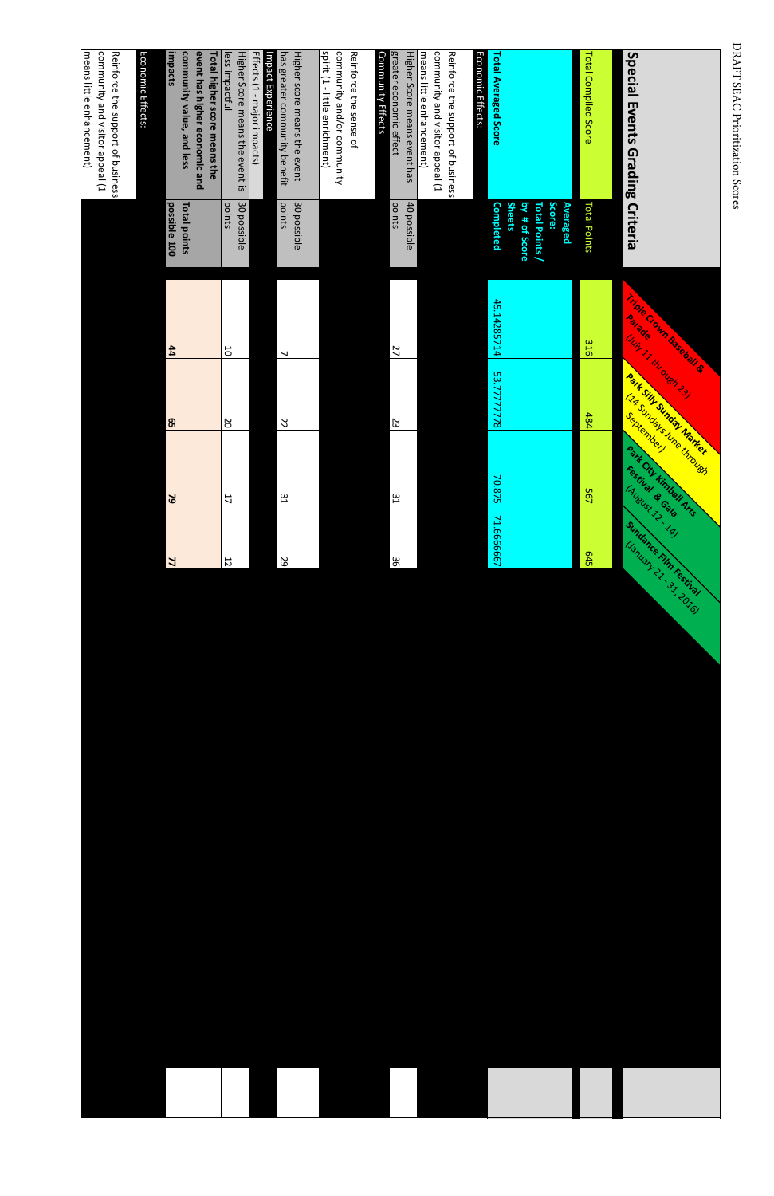## Special Events Grading Criteria

| | | Triple Crown Baseball & Parade (July 11 through 23) | Park Silly Sunday Market (14 Sundays June through September) | Park City Kimball Arts Festival & Gala (August 12 - 14) | Sundance Film Festival (January 21 - 31, 2016) |
|---|---|---|---|---|---|
| Total Compiled Score | Total Points | 316 | 484 | 567 | 645 |
| Total Averaged Score | Averaged Score: Total Points / by # of Score Sheets Completed | 45.14285714 | 53.77777778 | 70.875 | 71.6666667 |
| Economic Effects: | | | | | |
| Reinforce the support of business community and visitor appeal (1 means little enhancement) Higher Score means event has greater economic effect | 40 possible points | 27 | 23 | 31 | 36 |
| Community Effects | | | | | |
| Reinforce the sense of community and/or community spirit (1 - little enrichment) Higher score means the event has greater community benefit | 30 possible points | 7 | 22 | 31 | 29 |
| Impact Experience Effects (1 - major impacts) | | | | | |
| Higher Score means the event is less impactful | 30 possible points | 10 | 20 | 17 | 12 |
| **Total higher score means the event has higher economic and community value, and less impacts** | **Total points possible 100** | **44** | **65** | **79** | **77** |
| Economic Effects: | | | | | |
| Reinforce the support of business community and visitor appeal (1 means little enhancement) | | | | | |